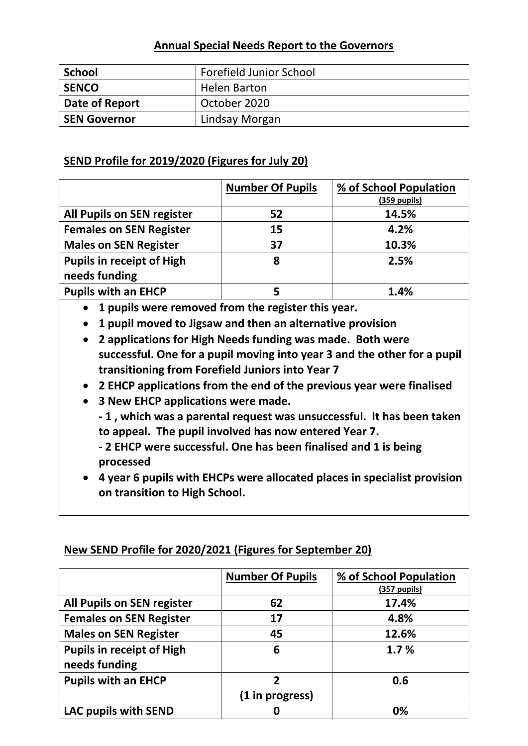## Annual Special Needs Report to the Governors

| **School** | Forefield Junior School |
|---|---|
| **SENCO** | Helen Barton |
| **Date of Report** | October 2020 |
| **SEN Governor** | Lindsay Morgan |

## SEND Profile for 2019/2020 (Figures for July 20)

| | **Number Of Pupils** | **% of School Population (359 pupils)** |
|---|---|---|
| **All Pupils on SEN register** | **52** | **14.5%** |
| **Females on SEN Register** | **15** | **4.2%** |
| **Males on SEN Register** | **37** | **10.3%** |
| **Pupils in receipt of High needs funding** | **8** | **2.5%** |
| **Pupils with an EHCP** | **5** | **1.4%** |

- **1 pupils were removed from the register this year.**
- **1 pupil moved to Jigsaw and then an alternative provision**
- **2 applications for High Needs funding was made. Both were successful. One for a pupil moving into year 3 and the other for a pupil transitioning from Forefield Juniors into Year 7**
- **2 EHCP applications from the end of the previous year were finalised**
- **3 New EHCP applications were made.**
  **- 1 , which was a parental request was unsuccessful. It has been taken to appeal. The pupil involved has now entered Year 7.**
  **- 2 EHCP were successful. One has been finalised and 1 is being processed**
- **4 year 6 pupils with EHCPs were allocated places in specialist provision on transition to High School.**

## New SEND Profile for 2020/2021 (Figures for September 20)

| | **Number Of Pupils** | **% of School Population (357 pupils)** |
|---|---|---|
| **All Pupils on SEN register** | **62** | **17.4%** |
| **Females on SEN Register** | **17** | **4.8%** |
| **Males on SEN Register** | **45** | **12.6%** |
| **Pupils in receipt of High needs funding** | **6** | **1.7 %** |
| **Pupils with an EHCP** | **2 (1 in progress)** | **0.6** |
| **LAC pupils with SEND** | **0** | **0%** |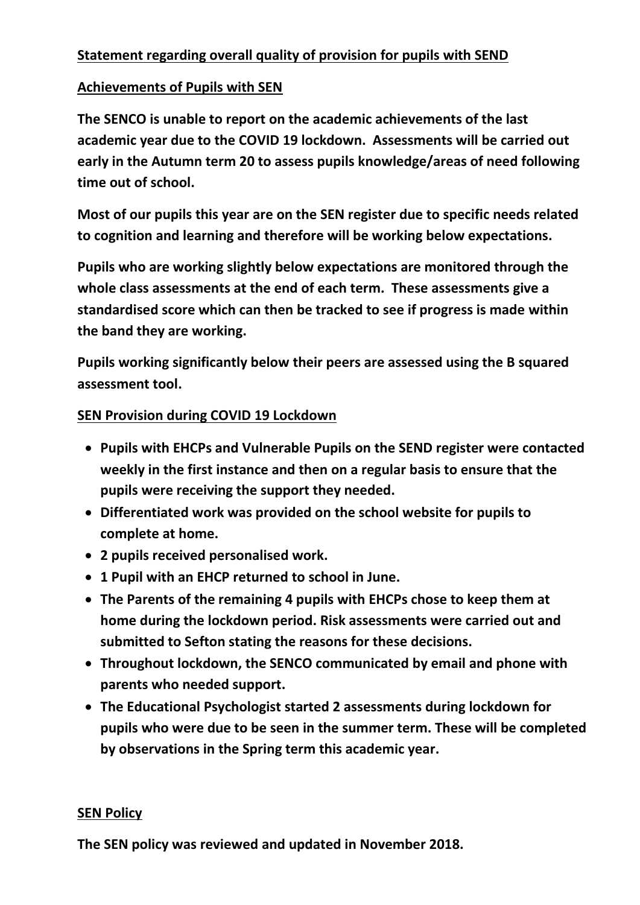## Statement regarding overall quality of provision for pupils with SEND

### Achievements of Pupils with SEN

**The SENCO is unable to report on the academic achievements of the last academic year due to the COVID 19 lockdown. Assessments will be carried out early in the Autumn term 20 to assess pupils knowledge/areas of need following time out of school.**

**Most of our pupils this year are on the SEN register due to specific needs related to cognition and learning and therefore will be working below expectations.**

**Pupils who are working slightly below expectations are monitored through the whole class assessments at the end of each term. These assessments give a standardised score which can then be tracked to see if progress is made within the band they are working.**

**Pupils working significantly below their peers are assessed using the B squared assessment tool.**

### SEN Provision during COVID 19 Lockdown

- **Pupils with EHCPs and Vulnerable Pupils on the SEND register were contacted weekly in the first instance and then on a regular basis to ensure that the pupils were receiving the support they needed.**
- **Differentiated work was provided on the school website for pupils to complete at home.**
- **2 pupils received personalised work.**
- **1 Pupil with an EHCP returned to school in June.**
- **The Parents of the remaining 4 pupils with EHCPs chose to keep them at home during the lockdown period. Risk assessments were carried out and submitted to Sefton stating the reasons for these decisions.**
- **Throughout lockdown, the SENCO communicated by email and phone with parents who needed support.**
- **The Educational Psychologist started 2 assessments during lockdown for pupils who were due to be seen in the summer term. These will be completed by observations in the Spring term this academic year.**

### SEN Policy

**The SEN policy was reviewed and updated in November 2018.**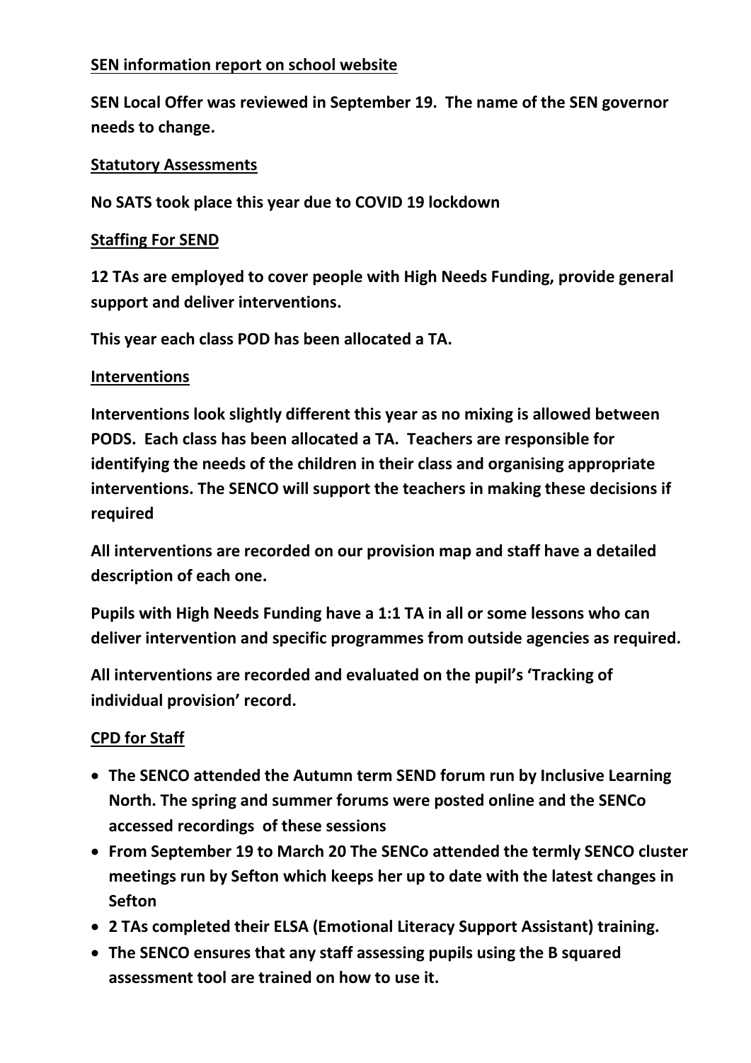## SEN information report on school website

**SEN Local Offer was reviewed in September 19. The name of the SEN governor needs to change.**

## Statutory Assessments

**No SATS took place this year due to COVID 19 lockdown**

## Staffing For SEND

**12 TAs are employed to cover people with High Needs Funding, provide general support and deliver interventions.**

**This year each class POD has been allocated a TA.**

## Interventions

**Interventions look slightly different this year as no mixing is allowed between PODS. Each class has been allocated a TA. Teachers are responsible for identifying the needs of the children in their class and organising appropriate interventions. The SENCO will support the teachers in making these decisions if required**

**All interventions are recorded on our provision map and staff have a detailed description of each one.**

**Pupils with High Needs Funding have a 1:1 TA in all or some lessons who can deliver intervention and specific programmes from outside agencies as required.**

**All interventions are recorded and evaluated on the pupil's 'Tracking of individual provision' record.**

## CPD for Staff

- **The SENCO attended the Autumn term SEND forum run by Inclusive Learning North. The spring and summer forums were posted online and the SENCo accessed recordings of these sessions**
- **From September 19 to March 20 The SENCo attended the termly SENCO cluster meetings run by Sefton which keeps her up to date with the latest changes in Sefton**
- **2 TAs completed their ELSA (Emotional Literacy Support Assistant) training.**
- **The SENCO ensures that any staff assessing pupils using the B squared assessment tool are trained on how to use it.**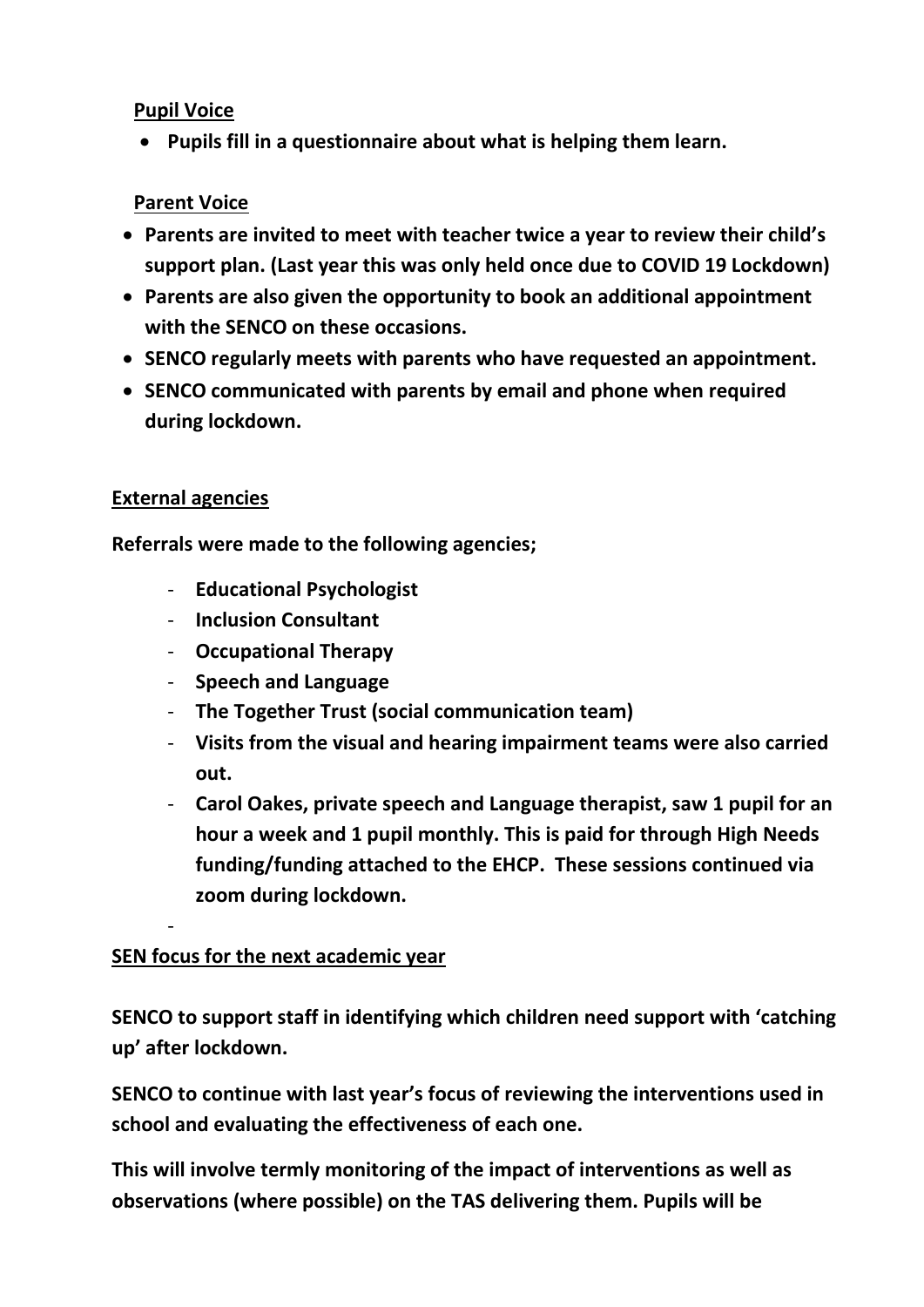**Pupil Voice**

- **Pupils fill in a questionnaire about what is helping them learn.**

**Parent Voice**

- **Parents are invited to meet with teacher twice a year to review their child's support plan. (Last year this was only held once due to COVID 19 Lockdown)**
- **Parents are also given the opportunity to book an additional appointment with the SENCO on these occasions.**
- **SENCO regularly meets with parents who have requested an appointment.**
- **SENCO communicated with parents by email and phone when required during lockdown.**

**External agencies**

**Referrals were made to the following agencies;**

- **Educational Psychologist**
- **Inclusion Consultant**
- **Occupational Therapy**
- **Speech and Language**
- **The Together Trust (social communication team)**
- **Visits from the visual and hearing impairment teams were also carried out.**
- **Carol Oakes, private speech and Language therapist, saw 1 pupil for an hour a week and 1 pupil monthly. This is paid for through High Needs funding/funding attached to the EHCP. These sessions continued via zoom during lockdown.**
-

**SEN focus for the next academic year**

**SENCO to support staff in identifying which children need support with 'catching up' after lockdown.**

**SENCO to continue with last year's focus of reviewing the interventions used in school and evaluating the effectiveness of each one.**

**This will involve termly monitoring of the impact of interventions as well as observations (where possible) on the TAS delivering them. Pupils will be**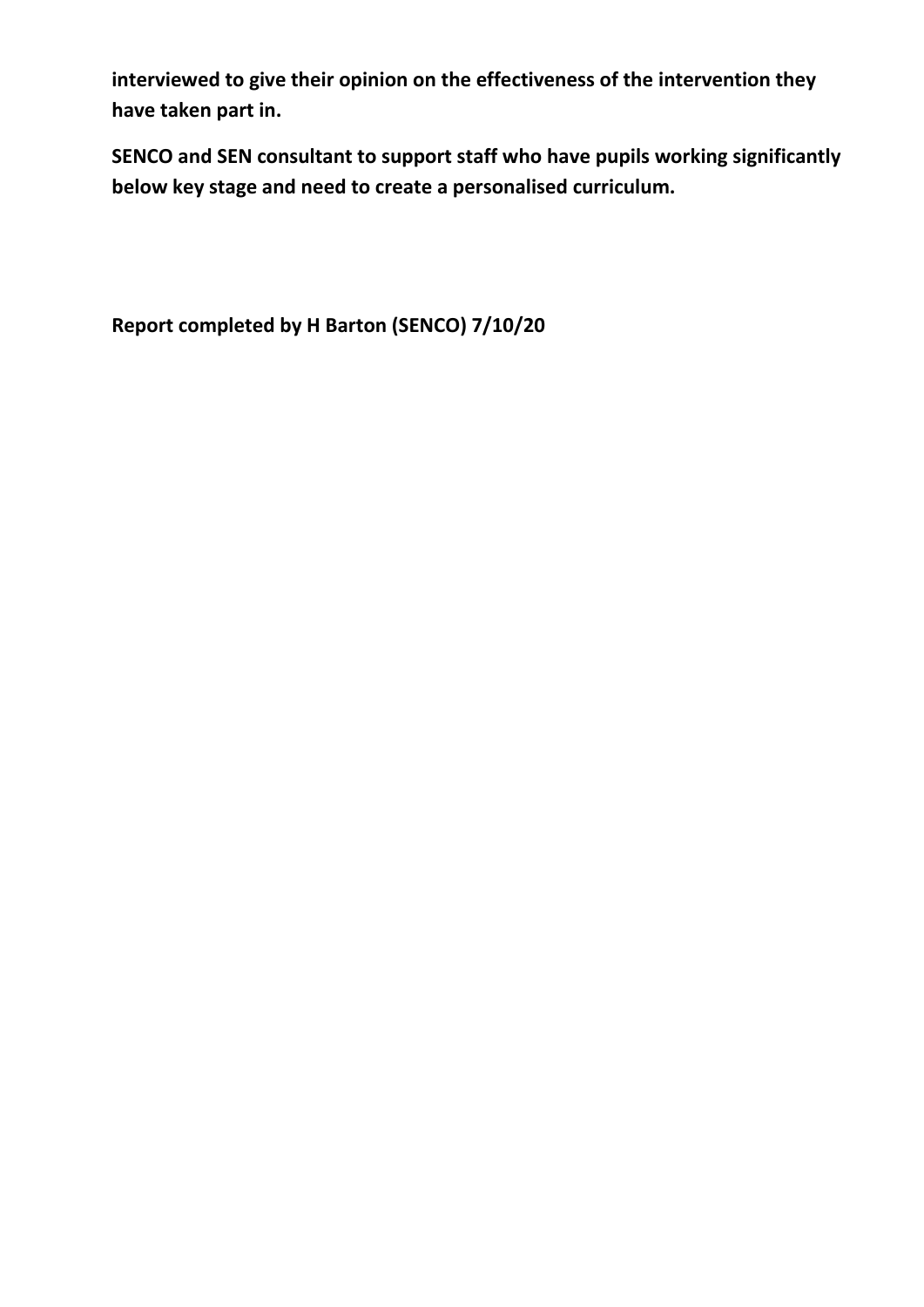**interviewed to give their opinion on the effectiveness of the intervention they have taken part in.**

**SENCO and SEN consultant to support staff who have pupils working significantly below key stage and need to create a personalised curriculum.**

**Report completed by H Barton (SENCO) 7/10/20**